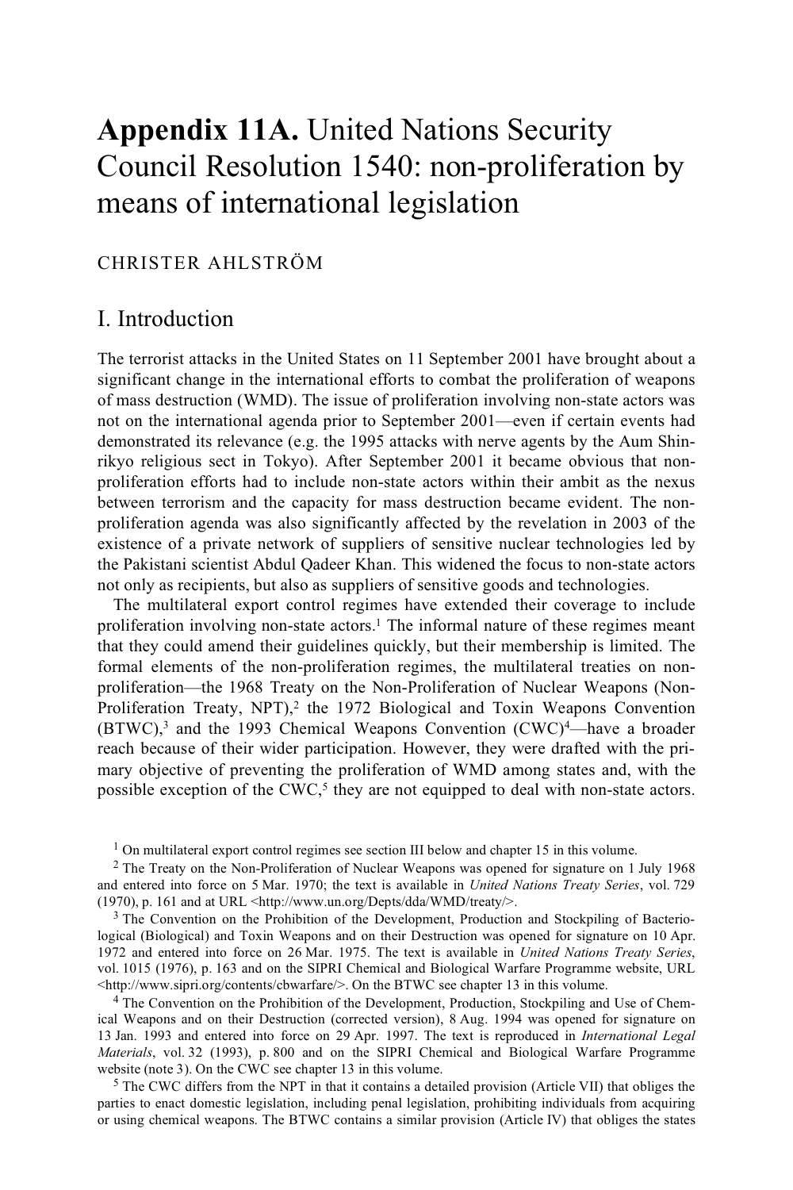# **Appendix 11A.** United Nations Security Council Resolution 1540: non-proliferation by means of international legislation

CHRISTER AHLSTRÖM

## I. Introduction

The terrorist attacks in the United States on 11 September 2001 have brought about a significant change in the international efforts to combat the proliferation of weapons of mass destruction (WMD). The issue of proliferation involving non-state actors was not on the international agenda prior to September 2001—even if certain events had demonstrated its relevance (e.g. the 1995 attacks with nerve agents by the Aum Shinrikyo religious sect in Tokyo). After September 2001 it became obvious that non-proliferation efforts had to include non-state actors within their ambit as the nexus between terrorism and the capacity for mass destruction became evident. The non-proliferation agenda was also significantly affected by the revelation in 2003 of the existence of a private network of suppliers of sensitive nuclear technologies led by the Pakistani scientist Abdul Qadeer Khan. This widened the focus to non-state actors not only as recipients, but also as suppliers of sensitive goods and technologies.

The multilateral export control regimes have extended their coverage to include proliferation involving non-state actors.[1] The informal nature of these regimes meant that they could amend their guidelines quickly, but their membership is limited. The formal elements of the non-proliferation regimes, the multilateral treaties on non-proliferation—the 1968 Treaty on the Non-Proliferation of Nuclear Weapons (Non-Proliferation Treaty, NPT),[2] the 1972 Biological and Toxin Weapons Convention (BTWC),[3] and the 1993 Chemical Weapons Convention (CWC)[4]—have a broader reach because of their wider participation. However, they were drafted with the primary objective of preventing the proliferation of WMD among states and, with the possible exception of the CWC,[5] they are not equipped to deal with non-state actors.

---

[1] On multilateral export control regimes see section III below and chapter 15 in this volume.

[2] The Treaty on the Non-Proliferation of Nuclear Weapons was opened for signature on 1 July 1968 and entered into force on 5 Mar. 1970; the text is available in *United Nations Treaty Series*, vol. 729 (1970), p. 161 and at URL <http://www.un.org/Depts/dda/WMD/treaty/>.

[3] The Convention on the Prohibition of the Development, Production and Stockpiling of Bacteriological (Biological) and Toxin Weapons and on their Destruction was opened for signature on 10 Apr. 1972 and entered into force on 26 Mar. 1975. The text is available in *United Nations Treaty Series*, vol. 1015 (1976), p. 163 and on the SIPRI Chemical and Biological Warfare Programme website, URL <http://www.sipri.org/contents/cbwarfare/>. On the BTWC see chapter 13 in this volume.

[4] The Convention on the Prohibition of the Development, Production, Stockpiling and Use of Chemical Weapons and on their Destruction (corrected version), 8 Aug. 1994 was opened for signature on 13 Jan. 1993 and entered into force on 29 Apr. 1997. The text is reproduced in *International Legal Materials*, vol. 32 (1993), p. 800 and on the SIPRI Chemical and Biological Warfare Programme website (note 3). On the CWC see chapter 13 in this volume.

[5] The CWC differs from the NPT in that it contains a detailed provision (Article VII) that obliges the parties to enact domestic legislation, including penal legislation, prohibiting individuals from acquiring or using chemical weapons. The BTWC contains a similar provision (Article IV) that obliges the states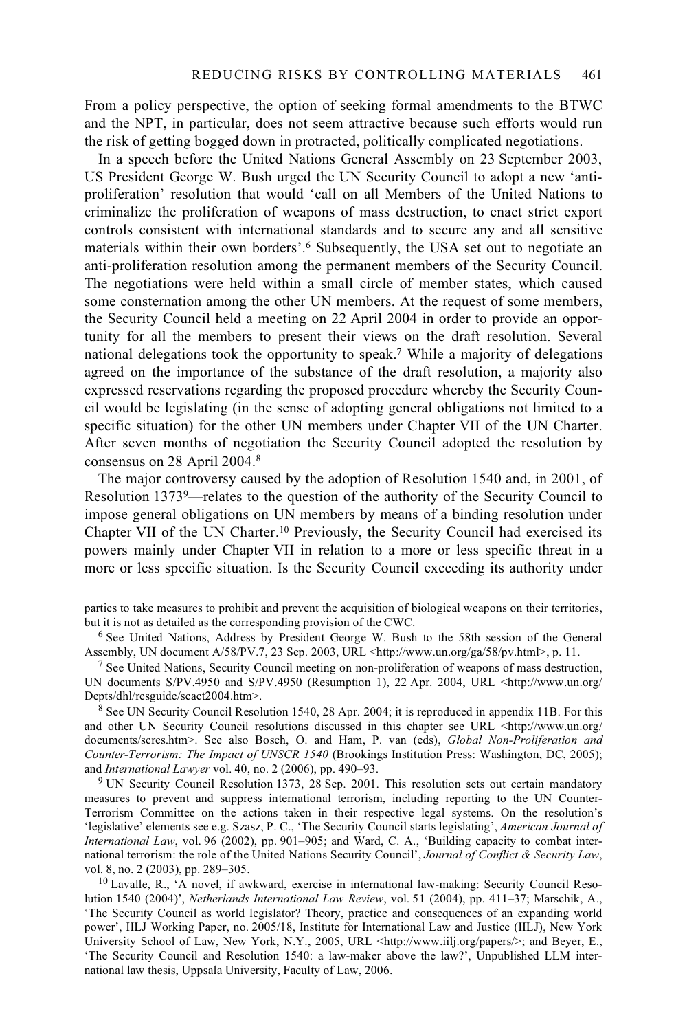From a policy perspective, the option of seeking formal amendments to the BTWC and the NPT, in particular, does not seem attractive because such efforts would run the risk of getting bogged down in protracted, politically complicated negotiations.

In a speech before the United Nations General Assembly on 23 September 2003, US President George W. Bush urged the UN Security Council to adopt a new 'anti-proliferation' resolution that would 'call on all Members of the United Nations to criminalize the proliferation of weapons of mass destruction, to enact strict export controls consistent with international standards and to secure any and all sensitive materials within their own borders'.[6] Subsequently, the USA set out to negotiate an anti-proliferation resolution among the permanent members of the Security Council. The negotiations were held within a small circle of member states, which caused some consternation among the other UN members. At the request of some members, the Security Council held a meeting on 22 April 2004 in order to provide an opportunity for all the members to present their views on the draft resolution. Several national delegations took the opportunity to speak.[7] While a majority of delegations agreed on the importance of the substance of the draft resolution, a majority also expressed reservations regarding the proposed procedure whereby the Security Council would be legislating (in the sense of adopting general obligations not limited to a specific situation) for the other UN members under Chapter VII of the UN Charter. After seven months of negotiation the Security Council adopted the resolution by consensus on 28 April 2004.[8]

The major controversy caused by the adoption of Resolution 1540 and, in 2001, of Resolution 1373[9]—relates to the question of the authority of the Security Council to impose general obligations on UN members by means of a binding resolution under Chapter VII of the UN Charter.[10] Previously, the Security Council had exercised its powers mainly under Chapter VII in relation to a more or less specific threat in a more or less specific situation. Is the Security Council exceeding its authority under

parties to take measures to prohibit and prevent the acquisition of biological weapons on their territories, but it is not as detailed as the corresponding provision of the CWC.

[6] See United Nations, Address by President George W. Bush to the 58th session of the General Assembly, UN document A/58/PV.7, 23 Sep. 2003, URL <http://www.un.org/ga/58/pv.html>, p. 11.

[7] See United Nations, Security Council meeting on non-proliferation of weapons of mass destruction, UN documents S/PV.4950 and S/PV.4950 (Resumption 1), 22 Apr. 2004, URL <http://www.un.org/Depts/dhl/resguide/scact2004.htm>.

[8] See UN Security Council Resolution 1540, 28 Apr. 2004; it is reproduced in appendix 11B. For this and other UN Security Council resolutions discussed in this chapter see URL <http://www.un.org/documents/scres.htm>. See also Bosch, O. and Ham, P. van (eds), *Global Non-Proliferation and Counter-Terrorism: The Impact of UNSCR 1540* (Brookings Institution Press: Washington, DC, 2005); and *International Lawyer* vol. 40, no. 2 (2006), pp. 490–93.

[9] UN Security Council Resolution 1373, 28 Sep. 2001. This resolution sets out certain mandatory measures to prevent and suppress international terrorism, including reporting to the UN Counter-Terrorism Committee on the actions taken in their respective legal systems. On the resolution's 'legislative' elements see e.g. Szasz, P. C., 'The Security Council starts legislating', *American Journal of International Law*, vol. 96 (2002), pp. 901–905; and Ward, C. A., 'Building capacity to combat international terrorism: the role of the United Nations Security Council', *Journal of Conflict & Security Law*, vol. 8, no. 2 (2003), pp. 289–305.

[10] Lavalle, R., 'A novel, if awkward, exercise in international law-making: Security Council Resolution 1540 (2004)', *Netherlands International Law Review*, vol. 51 (2004), pp. 411–37; Marschik, A., 'The Security Council as world legislator? Theory, practice and consequences of an expanding world power', IILJ Working Paper, no. 2005/18, Institute for International Law and Justice (IILJ), New York University School of Law, New York, N.Y., 2005, URL <http://www.iilj.org/papers/>; and Beyer, E., 'The Security Council and Resolution 1540: a law-maker above the law?', Unpublished LLM international law thesis, Uppsala University, Faculty of Law, 2006.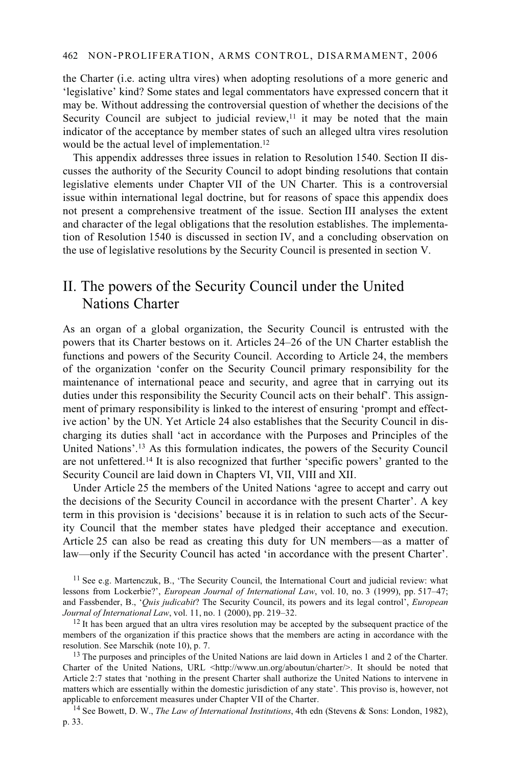the Charter (i.e. acting ultra vires) when adopting resolutions of a more generic and 'legislative' kind? Some states and legal commentators have expressed concern that it may be. Without addressing the controversial question of whether the decisions of the Security Council are subject to judicial review,[11] it may be noted that the main indicator of the acceptance by member states of such an alleged ultra vires resolution would be the actual level of implementation.[12]

This appendix addresses three issues in relation to Resolution 1540. Section II discusses the authority of the Security Council to adopt binding resolutions that contain legislative elements under Chapter VII of the UN Charter. This is a controversial issue within international legal doctrine, but for reasons of space this appendix does not present a comprehensive treatment of the issue. Section III analyses the extent and character of the legal obligations that the resolution establishes. The implementation of Resolution 1540 is discussed in section IV, and a concluding observation on the use of legislative resolutions by the Security Council is presented in section V.

## II. The powers of the Security Council under the United Nations Charter

As an organ of a global organization, the Security Council is entrusted with the powers that its Charter bestows on it. Articles 24–26 of the UN Charter establish the functions and powers of the Security Council. According to Article 24, the members of the organization 'confer on the Security Council primary responsibility for the maintenance of international peace and security, and agree that in carrying out its duties under this responsibility the Security Council acts on their behalf'. This assignment of primary responsibility is linked to the interest of ensuring 'prompt and effective action' by the UN. Yet Article 24 also establishes that the Security Council in discharging its duties shall 'act in accordance with the Purposes and Principles of the United Nations'.[13] As this formulation indicates, the powers of the Security Council are not unfettered.[14] It is also recognized that further 'specific powers' granted to the Security Council are laid down in Chapters VI, VII, VIII and XII.

Under Article 25 the members of the United Nations 'agree to accept and carry out the decisions of the Security Council in accordance with the present Charter'. A key term in this provision is 'decisions' because it is in relation to such acts of the Security Council that the member states have pledged their acceptance and execution. Article 25 can also be read as creating this duty for UN members—as a matter of law—only if the Security Council has acted 'in accordance with the present Charter'.

[11] See e.g. Martenczuk, B., 'The Security Council, the International Court and judicial review: what lessons from Lockerbie?', *European Journal of International Law*, vol. 10, no. 3 (1999), pp. 517–47; and Fassbender, B., '*Quis judicabit*? The Security Council, its powers and its legal control', *European Journal of International Law*, vol. 11, no. 1 (2000), pp. 219–32.

[12] It has been argued that an ultra vires resolution may be accepted by the subsequent practice of the members of the organization if this practice shows that the members are acting in accordance with the resolution. See Marschik (note 10), p. 7.

[13] The purposes and principles of the United Nations are laid down in Articles 1 and 2 of the Charter. Charter of the United Nations, URL <http://www.un.org/aboutun/charter/>. It should be noted that Article 2:7 states that 'nothing in the present Charter shall authorize the United Nations to intervene in matters which are essentially within the domestic jurisdiction of any state'. This proviso is, however, not applicable to enforcement measures under Chapter VII of the Charter.

[14] See Bowett, D. W., *The Law of International Institutions*, 4th edn (Stevens & Sons: London, 1982), p. 33.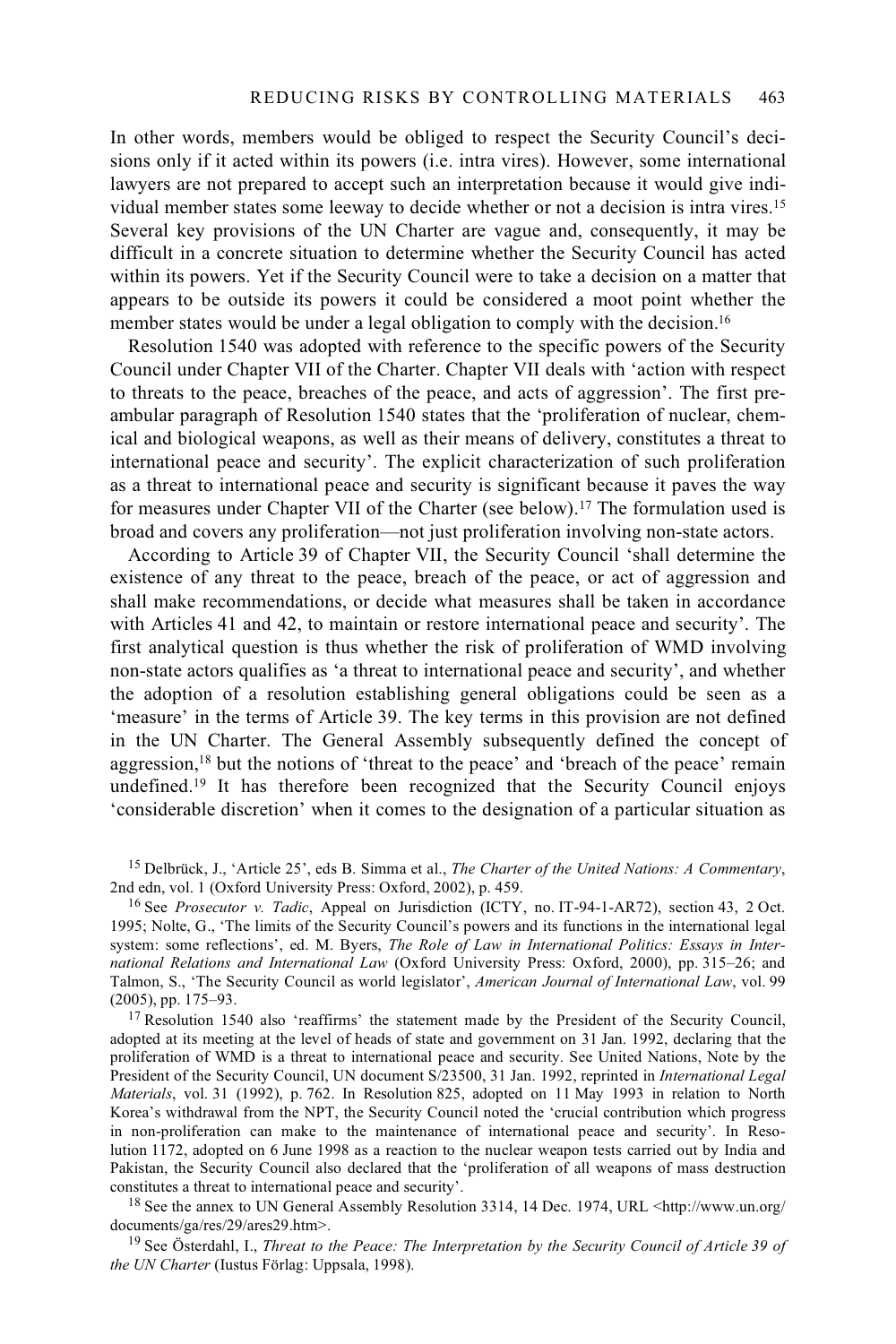In other words, members would be obliged to respect the Security Council's decisions only if it acted within its powers (i.e. intra vires). However, some international lawyers are not prepared to accept such an interpretation because it would give individual member states some leeway to decide whether or not a decision is intra vires.[15] Several key provisions of the UN Charter are vague and, consequently, it may be difficult in a concrete situation to determine whether the Security Council has acted within its powers. Yet if the Security Council were to take a decision on a matter that appears to be outside its powers it could be considered a moot point whether the member states would be under a legal obligation to comply with the decision.[16]

Resolution 1540 was adopted with reference to the specific powers of the Security Council under Chapter VII of the Charter. Chapter VII deals with 'action with respect to threats to the peace, breaches of the peace, and acts of aggression'. The first preambular paragraph of Resolution 1540 states that the 'proliferation of nuclear, chemical and biological weapons, as well as their means of delivery, constitutes a threat to international peace and security'. The explicit characterization of such proliferation as a threat to international peace and security is significant because it paves the way for measures under Chapter VII of the Charter (see below).[17] The formulation used is broad and covers any proliferation—not just proliferation involving non-state actors.

According to Article 39 of Chapter VII, the Security Council 'shall determine the existence of any threat to the peace, breach of the peace, or act of aggression and shall make recommendations, or decide what measures shall be taken in accordance with Articles 41 and 42, to maintain or restore international peace and security'. The first analytical question is thus whether the risk of proliferation of WMD involving non-state actors qualifies as 'a threat to international peace and security', and whether the adoption of a resolution establishing general obligations could be seen as a 'measure' in the terms of Article 39. The key terms in this provision are not defined in the UN Charter. The General Assembly subsequently defined the concept of aggression,[18] but the notions of 'threat to the peace' and 'breach of the peace' remain undefined.[19] It has therefore been recognized that the Security Council enjoys 'considerable discretion' when it comes to the designation of a particular situation as

[15] Delbrück, J., 'Article 25', eds B. Simma et al., *The Charter of the United Nations: A Commentary*, 2nd edn, vol. 1 (Oxford University Press: Oxford, 2002), p. 459.

[16] See *Prosecutor v. Tadic*, Appeal on Jurisdiction (ICTY, no. IT-94-1-AR72), section 43, 2 Oct. 1995; Nolte, G., 'The limits of the Security Council's powers and its functions in the international legal system: some reflections', ed. M. Byers, *The Role of Law in International Politics: Essays in International Relations and International Law* (Oxford University Press: Oxford, 2000), pp. 315–26; and Talmon, S., 'The Security Council as world legislator', *American Journal of International Law*, vol. 99 (2005), pp. 175–93.

[17] Resolution 1540 also 'reaffirms' the statement made by the President of the Security Council, adopted at its meeting at the level of heads of state and government on 31 Jan. 1992, declaring that the proliferation of WMD is a threat to international peace and security. See United Nations, Note by the President of the Security Council, UN document S/23500, 31 Jan. 1992, reprinted in *International Legal Materials*, vol. 31 (1992), p. 762. In Resolution 825, adopted on 11 May 1993 in relation to North Korea's withdrawal from the NPT, the Security Council noted the 'crucial contribution which progress in non-proliferation can make to the maintenance of international peace and security'. In Resolution 1172, adopted on 6 June 1998 as a reaction to the nuclear weapon tests carried out by India and Pakistan, the Security Council also declared that the 'proliferation of all weapons of mass destruction constitutes a threat to international peace and security'.

[18] See the annex to UN General Assembly Resolution 3314, 14 Dec. 1974, URL <http://www.un.org/documents/ga/res/29/ares29.htm>.

[19] See Österdahl, I., *Threat to the Peace: The Interpretation by the Security Council of Article 39 of the UN Charter* (Iustus Förlag: Uppsala, 1998).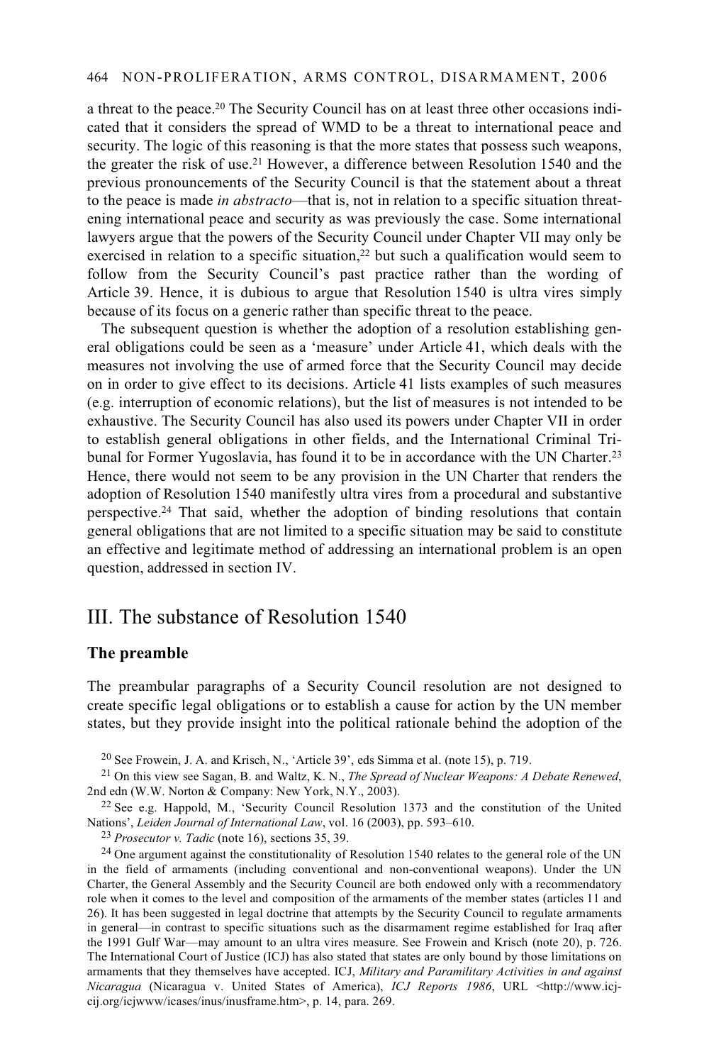a threat to the peace.[20] The Security Council has on at least three other occasions indicated that it considers the spread of WMD to be a threat to international peace and security. The logic of this reasoning is that the more states that possess such weapons, the greater the risk of use.[21] However, a difference between Resolution 1540 and the previous pronouncements of the Security Council is that the statement about a threat to the peace is made *in abstracto*—that is, not in relation to a specific situation threatening international peace and security as was previously the case. Some international lawyers argue that the powers of the Security Council under Chapter VII may only be exercised in relation to a specific situation,[22] but such a qualification would seem to follow from the Security Council's past practice rather than the wording of Article 39. Hence, it is dubious to argue that Resolution 1540 is ultra vires simply because of its focus on a generic rather than specific threat to the peace.

The subsequent question is whether the adoption of a resolution establishing general obligations could be seen as a 'measure' under Article 41, which deals with the measures not involving the use of armed force that the Security Council may decide on in order to give effect to its decisions. Article 41 lists examples of such measures (e.g. interruption of economic relations), but the list of measures is not intended to be exhaustive. The Security Council has also used its powers under Chapter VII in order to establish general obligations in other fields, and the International Criminal Tribunal for Former Yugoslavia, has found it to be in accordance with the UN Charter.[23] Hence, there would not seem to be any provision in the UN Charter that renders the adoption of Resolution 1540 manifestly ultra vires from a procedural and substantive perspective.[24] That said, whether the adoption of binding resolutions that contain general obligations that are not limited to a specific situation may be said to constitute an effective and legitimate method of addressing an international problem is an open question, addressed in section IV.

## III. The substance of Resolution 1540

### The preamble

The preambular paragraphs of a Security Council resolution are not designed to create specific legal obligations or to establish a cause for action by the UN member states, but they provide insight into the political rationale behind the adoption of the

[20] See Frowein, J. A. and Krisch, N., 'Article 39', eds Simma et al. (note 15), p. 719.

[21] On this view see Sagan, B. and Waltz, K. N., *The Spread of Nuclear Weapons: A Debate Renewed*, 2nd edn (W.W. Norton & Company: New York, N.Y., 2003).

[22] See e.g. Happold, M., 'Security Council Resolution 1373 and the constitution of the United Nations', *Leiden Journal of International Law*, vol. 16 (2003), pp. 593–610.

[23] *Prosecutor v. Tadic* (note 16), sections 35, 39.

[24] One argument against the constitutionality of Resolution 1540 relates to the general role of the UN in the field of armaments (including conventional and non-conventional weapons). Under the UN Charter, the General Assembly and the Security Council are both endowed only with a recommendatory role when it comes to the level and composition of the armaments of the member states (articles 11 and 26). It has been suggested in legal doctrine that attempts by the Security Council to regulate armaments in general—in contrast to specific situations such as the disarmament regime established for Iraq after the 1991 Gulf War—may amount to an ultra vires measure. See Frowein and Krisch (note 20), p. 726. The International Court of Justice (ICJ) has also stated that states are only bound by those limitations on armaments that they themselves have accepted. ICJ, *Military and Paramilitary Activities in and against Nicaragua* (Nicaragua v. United States of America), *ICJ Reports 1986*, URL <http://www.icj-cij.org/icjwww/icases/inus/inusframe.htm>, p. 14, para. 269.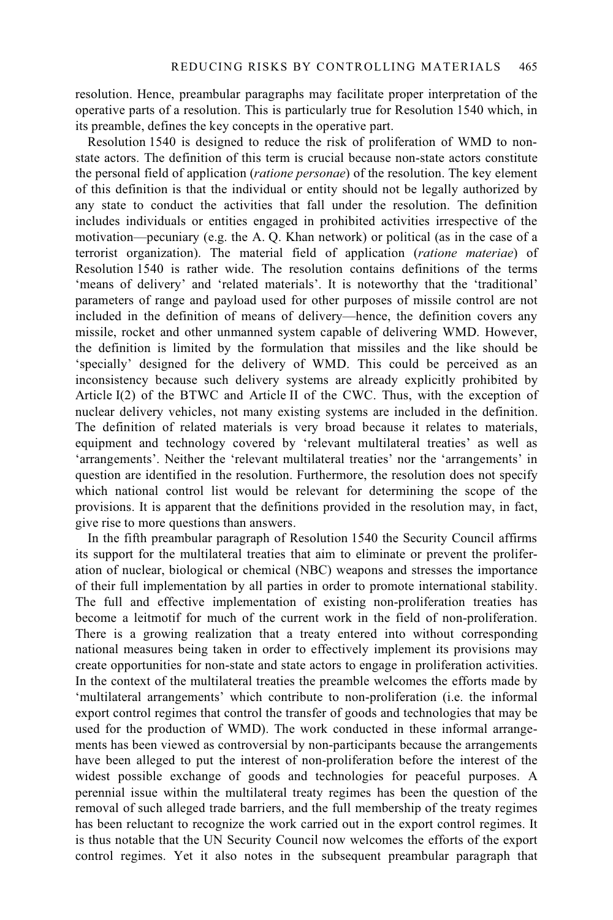resolution. Hence, preambular paragraphs may facilitate proper interpretation of the operative parts of a resolution. This is particularly true for Resolution 1540 which, in its preamble, defines the key concepts in the operative part.

Resolution 1540 is designed to reduce the risk of proliferation of WMD to non-state actors. The definition of this term is crucial because non-state actors constitute the personal field of application (*ratione personae*) of the resolution. The key element of this definition is that the individual or entity should not be legally authorized by any state to conduct the activities that fall under the resolution. The definition includes individuals or entities engaged in prohibited activities irrespective of the motivation—pecuniary (e.g. the A. Q. Khan network) or political (as in the case of a terrorist organization). The material field of application (*ratione materiae*) of Resolution 1540 is rather wide. The resolution contains definitions of the terms 'means of delivery' and 'related materials'. It is noteworthy that the 'traditional' parameters of range and payload used for other purposes of missile control are not included in the definition of means of delivery—hence, the definition covers any missile, rocket and other unmanned system capable of delivering WMD. However, the definition is limited by the formulation that missiles and the like should be 'specially' designed for the delivery of WMD. This could be perceived as an inconsistency because such delivery systems are already explicitly prohibited by Article I(2) of the BTWC and Article II of the CWC. Thus, with the exception of nuclear delivery vehicles, not many existing systems are included in the definition. The definition of related materials is very broad because it relates to materials, equipment and technology covered by 'relevant multilateral treaties' as well as 'arrangements'. Neither the 'relevant multilateral treaties' nor the 'arrangements' in question are identified in the resolution. Furthermore, the resolution does not specify which national control list would be relevant for determining the scope of the provisions. It is apparent that the definitions provided in the resolution may, in fact, give rise to more questions than answers.

In the fifth preambular paragraph of Resolution 1540 the Security Council affirms its support for the multilateral treaties that aim to eliminate or prevent the proliferation of nuclear, biological or chemical (NBC) weapons and stresses the importance of their full implementation by all parties in order to promote international stability. The full and effective implementation of existing non-proliferation treaties has become a leitmotif for much of the current work in the field of non-proliferation. There is a growing realization that a treaty entered into without corresponding national measures being taken in order to effectively implement its provisions may create opportunities for non-state and state actors to engage in proliferation activities. In the context of the multilateral treaties the preamble welcomes the efforts made by 'multilateral arrangements' which contribute to non-proliferation (i.e. the informal export control regimes that control the transfer of goods and technologies that may be used for the production of WMD). The work conducted in these informal arrangements has been viewed as controversial by non-participants because the arrangements have been alleged to put the interest of non-proliferation before the interest of the widest possible exchange of goods and technologies for peaceful purposes. A perennial issue within the multilateral treaty regimes has been the question of the removal of such alleged trade barriers, and the full membership of the treaty regimes has been reluctant to recognize the work carried out in the export control regimes. It is thus notable that the UN Security Council now welcomes the efforts of the export control regimes. Yet it also notes in the subsequent preambular paragraph that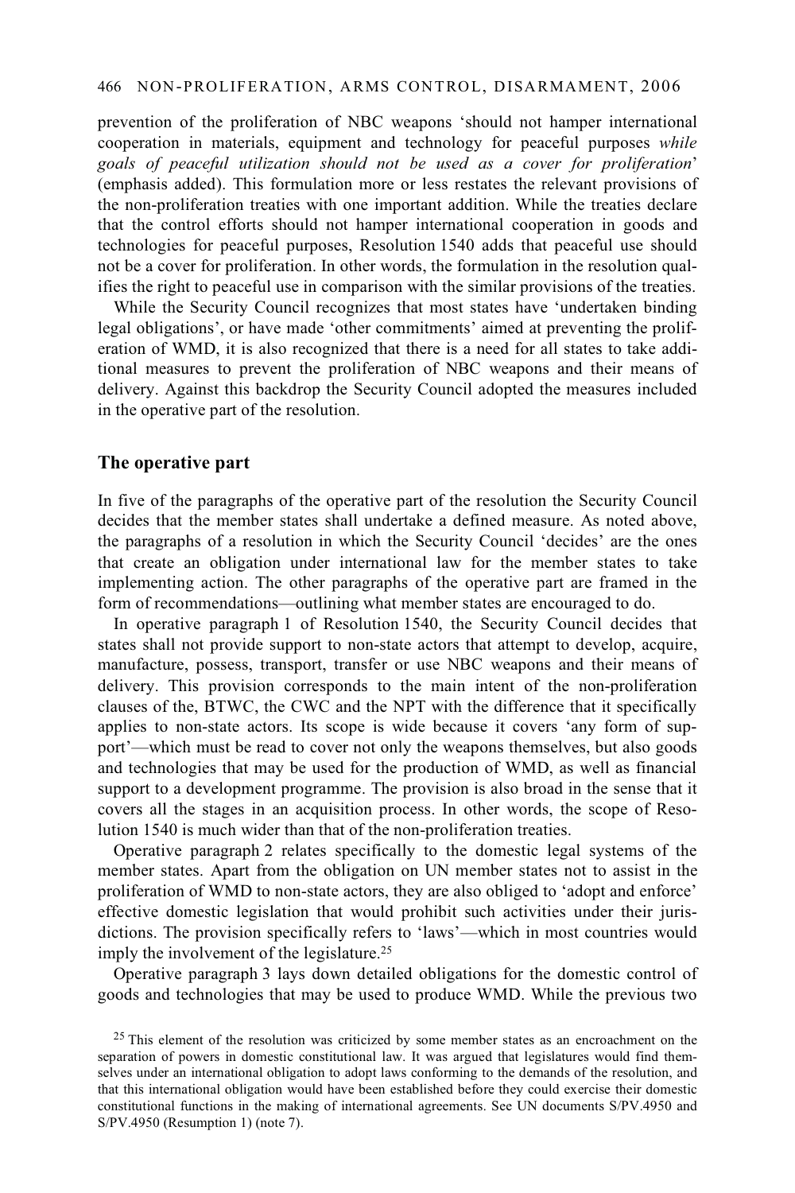prevention of the proliferation of NBC weapons 'should not hamper international cooperation in materials, equipment and technology for peaceful purposes *while goals of peaceful utilization should not be used as a cover for proliferation*' (emphasis added). This formulation more or less restates the relevant provisions of the non-proliferation treaties with one important addition. While the treaties declare that the control efforts should not hamper international cooperation in goods and technologies for peaceful purposes, Resolution 1540 adds that peaceful use should not be a cover for proliferation. In other words, the formulation in the resolution qualifies the right to peaceful use in comparison with the similar provisions of the treaties.

While the Security Council recognizes that most states have 'undertaken binding legal obligations', or have made 'other commitments' aimed at preventing the proliferation of WMD, it is also recognized that there is a need for all states to take additional measures to prevent the proliferation of NBC weapons and their means of delivery. Against this backdrop the Security Council adopted the measures included in the operative part of the resolution.

## The operative part

In five of the paragraphs of the operative part of the resolution the Security Council decides that the member states shall undertake a defined measure. As noted above, the paragraphs of a resolution in which the Security Council 'decides' are the ones that create an obligation under international law for the member states to take implementing action. The other paragraphs of the operative part are framed in the form of recommendations—outlining what member states are encouraged to do.

In operative paragraph 1 of Resolution 1540, the Security Council decides that states shall not provide support to non-state actors that attempt to develop, acquire, manufacture, possess, transport, transfer or use NBC weapons and their means of delivery. This provision corresponds to the main intent of the non-proliferation clauses of the, BTWC, the CWC and the NPT with the difference that it specifically applies to non-state actors. Its scope is wide because it covers 'any form of support'—which must be read to cover not only the weapons themselves, but also goods and technologies that may be used for the production of WMD, as well as financial support to a development programme. The provision is also broad in the sense that it covers all the stages in an acquisition process. In other words, the scope of Resolution 1540 is much wider than that of the non-proliferation treaties.

Operative paragraph 2 relates specifically to the domestic legal systems of the member states. Apart from the obligation on UN member states not to assist in the proliferation of WMD to non-state actors, they are also obliged to 'adopt and enforce' effective domestic legislation that would prohibit such activities under their jurisdictions. The provision specifically refers to 'laws'—which in most countries would imply the involvement of the legislature.[25]

Operative paragraph 3 lays down detailed obligations for the domestic control of goods and technologies that may be used to produce WMD. While the previous two

[25] This element of the resolution was criticized by some member states as an encroachment on the separation of powers in domestic constitutional law. It was argued that legislatures would find themselves under an international obligation to adopt laws conforming to the demands of the resolution, and that this international obligation would have been established before they could exercise their domestic constitutional functions in the making of international agreements. See UN documents S/PV.4950 and S/PV.4950 (Resumption 1) (note 7).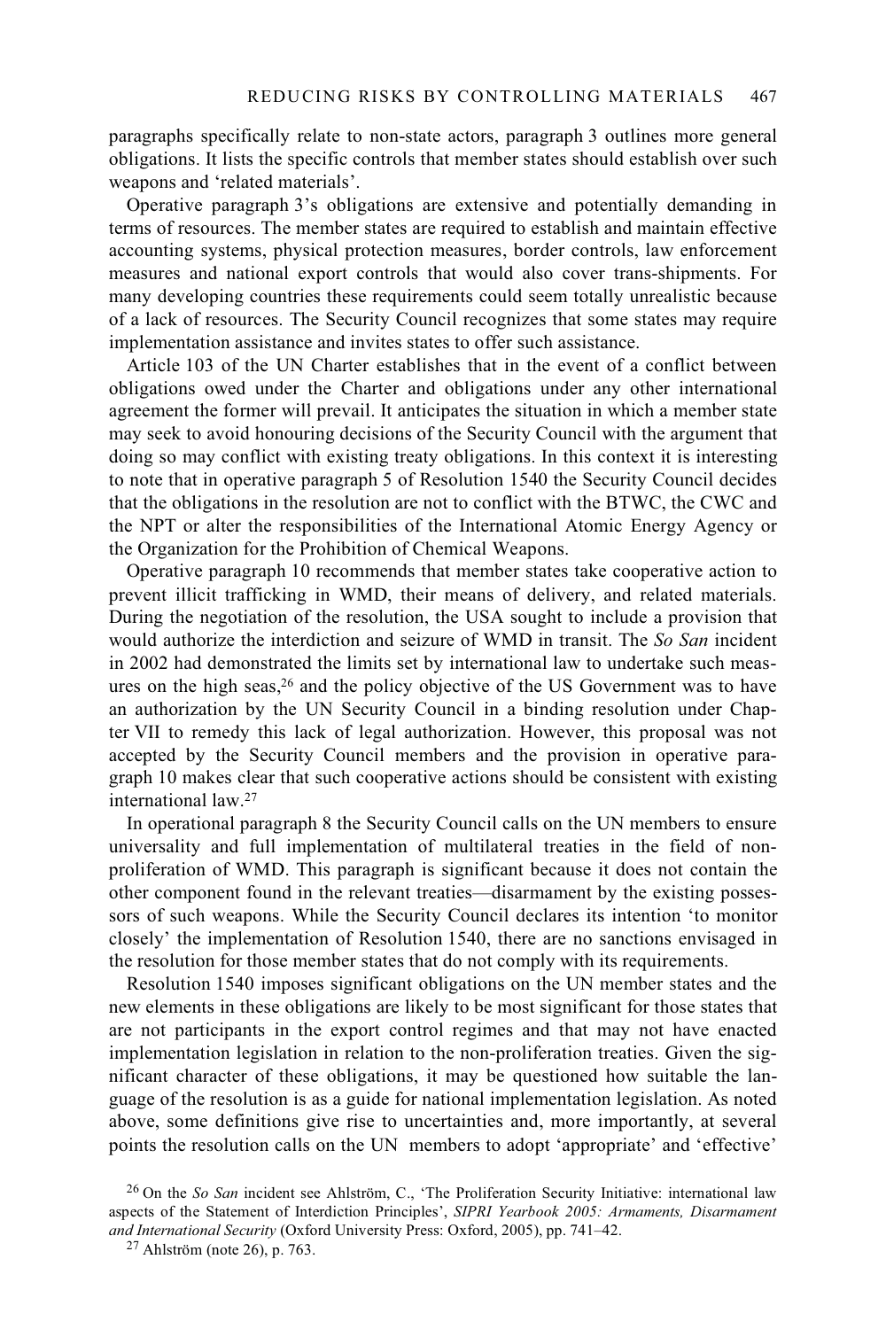paragraphs specifically relate to non-state actors, paragraph 3 outlines more general obligations. It lists the specific controls that member states should establish over such weapons and 'related materials'.

Operative paragraph 3's obligations are extensive and potentially demanding in terms of resources. The member states are required to establish and maintain effective accounting systems, physical protection measures, border controls, law enforcement measures and national export controls that would also cover trans-shipments. For many developing countries these requirements could seem totally unrealistic because of a lack of resources. The Security Council recognizes that some states may require implementation assistance and invites states to offer such assistance.

Article 103 of the UN Charter establishes that in the event of a conflict between obligations owed under the Charter and obligations under any other international agreement the former will prevail. It anticipates the situation in which a member state may seek to avoid honouring decisions of the Security Council with the argument that doing so may conflict with existing treaty obligations. In this context it is interesting to note that in operative paragraph 5 of Resolution 1540 the Security Council decides that the obligations in the resolution are not to conflict with the BTWC, the CWC and the NPT or alter the responsibilities of the International Atomic Energy Agency or the Organization for the Prohibition of Chemical Weapons.

Operative paragraph 10 recommends that member states take cooperative action to prevent illicit trafficking in WMD, their means of delivery, and related materials. During the negotiation of the resolution, the USA sought to include a provision that would authorize the interdiction and seizure of WMD in transit. The *So San* incident in 2002 had demonstrated the limits set by international law to undertake such measures on the high seas,[26] and the policy objective of the US Government was to have an authorization by the UN Security Council in a binding resolution under Chapter VII to remedy this lack of legal authorization. However, this proposal was not accepted by the Security Council members and the provision in operative paragraph 10 makes clear that such cooperative actions should be consistent with existing international law.[27]

In operational paragraph 8 the Security Council calls on the UN members to ensure universality and full implementation of multilateral treaties in the field of non-proliferation of WMD. This paragraph is significant because it does not contain the other component found in the relevant treaties—disarmament by the existing possessors of such weapons. While the Security Council declares its intention 'to monitor closely' the implementation of Resolution 1540, there are no sanctions envisaged in the resolution for those member states that do not comply with its requirements.

Resolution 1540 imposes significant obligations on the UN member states and the new elements in these obligations are likely to be most significant for those states that are not participants in the export control regimes and that may not have enacted implementation legislation in relation to the non-proliferation treaties. Given the significant character of these obligations, it may be questioned how suitable the language of the resolution is as a guide for national implementation legislation. As noted above, some definitions give rise to uncertainties and, more importantly, at several points the resolution calls on the UN members to adopt 'appropriate' and 'effective'

[26] On the *So San* incident see Ahlström, C., 'The Proliferation Security Initiative: international law aspects of the Statement of Interdiction Principles', *SIPRI Yearbook 2005: Armaments, Disarmament and International Security* (Oxford University Press: Oxford, 2005), pp. 741–42.

[27] Ahlström (note 26), p. 763.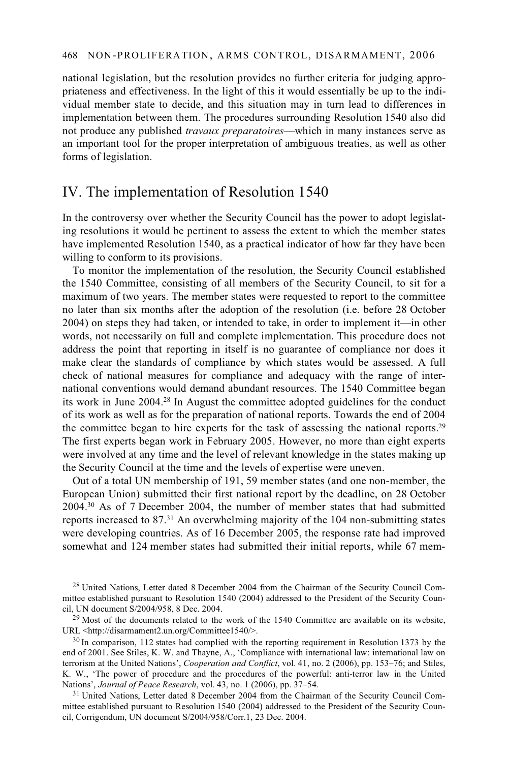national legislation, but the resolution provides no further criteria for judging appropriateness and effectiveness. In the light of this it would essentially be up to the individual member state to decide, and this situation may in turn lead to differences in implementation between them. The procedures surrounding Resolution 1540 also did not produce any published *travaux preparatoires*—which in many instances serve as an important tool for the proper interpretation of ambiguous treaties, as well as other forms of legislation.

## IV. The implementation of Resolution 1540

In the controversy over whether the Security Council has the power to adopt legislating resolutions it would be pertinent to assess the extent to which the member states have implemented Resolution 1540, as a practical indicator of how far they have been willing to conform to its provisions.

To monitor the implementation of the resolution, the Security Council established the 1540 Committee, consisting of all members of the Security Council, to sit for a maximum of two years. The member states were requested to report to the committee no later than six months after the adoption of the resolution (i.e. before 28 October 2004) on steps they had taken, or intended to take, in order to implement it—in other words, not necessarily on full and complete implementation. This procedure does not address the point that reporting in itself is no guarantee of compliance nor does it make clear the standards of compliance by which states would be assessed. A full check of national measures for compliance and adequacy with the range of international conventions would demand abundant resources. The 1540 Committee began its work in June 2004.[28] In August the committee adopted guidelines for the conduct of its work as well as for the preparation of national reports. Towards the end of 2004 the committee began to hire experts for the task of assessing the national reports.[29] The first experts began work in February 2005. However, no more than eight experts were involved at any time and the level of relevant knowledge in the states making up the Security Council at the time and the levels of expertise were uneven.

Out of a total UN membership of 191, 59 member states (and one non-member, the European Union) submitted their first national report by the deadline, on 28 October 2004.[30] As of 7 December 2004, the number of member states that had submitted reports increased to 87.[31] An overwhelming majority of the 104 non-submitting states were developing countries. As of 16 December 2005, the response rate had improved somewhat and 124 member states had submitted their initial reports, while 67 mem-

[28] United Nations, Letter dated 8 December 2004 from the Chairman of the Security Council Committee established pursuant to Resolution 1540 (2004) addressed to the President of the Security Council, UN document S/2004/958, 8 Dec. 2004.

[29] Most of the documents related to the work of the 1540 Committee are available on its website, URL <http://disarmament2.un.org/Committee1540/>.

[30] In comparison, 112 states had complied with the reporting requirement in Resolution 1373 by the end of 2001. See Stiles, K. W. and Thayne, A., 'Compliance with international law: international law on terrorism at the United Nations', *Cooperation and Conflict*, vol. 41, no. 2 (2006), pp. 153–76; and Stiles, K. W., 'The power of procedure and the procedures of the powerful: anti-terror law in the United Nations', *Journal of Peace Research*, vol. 43, no. 1 (2006), pp. 37–54.

[31] United Nations, Letter dated 8 December 2004 from the Chairman of the Security Council Committee established pursuant to Resolution 1540 (2004) addressed to the President of the Security Council, Corrigendum, UN document S/2004/958/Corr.1, 23 Dec. 2004.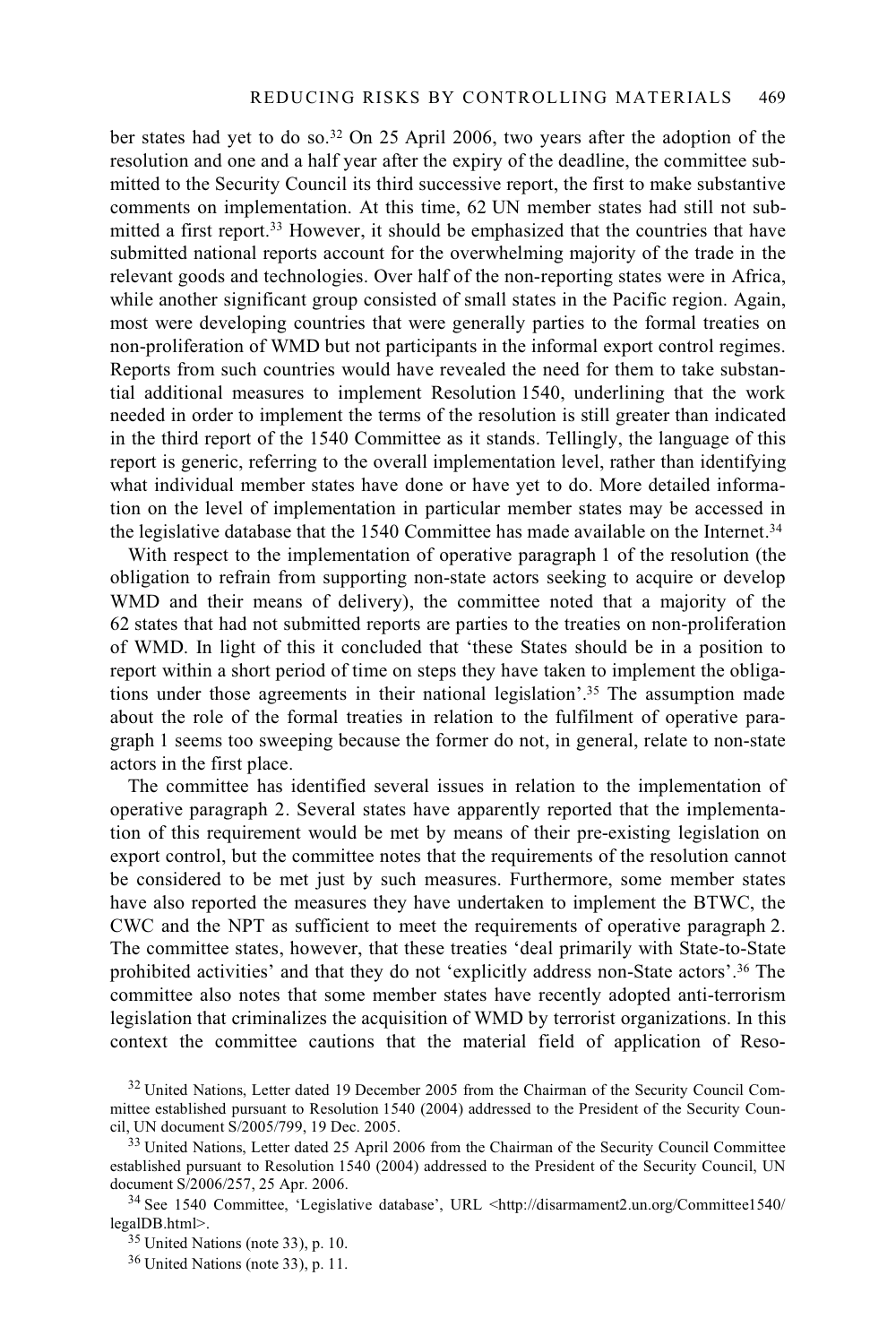ber states had yet to do so.[32] On 25 April 2006, two years after the adoption of the resolution and one and a half year after the expiry of the deadline, the committee submitted to the Security Council its third successive report, the first to make substantive comments on implementation. At this time, 62 UN member states had still not submitted a first report.[33] However, it should be emphasized that the countries that have submitted national reports account for the overwhelming majority of the trade in the relevant goods and technologies. Over half of the non-reporting states were in Africa, while another significant group consisted of small states in the Pacific region. Again, most were developing countries that were generally parties to the formal treaties on non-proliferation of WMD but not participants in the informal export control regimes. Reports from such countries would have revealed the need for them to take substantial additional measures to implement Resolution 1540, underlining that the work needed in order to implement the terms of the resolution is still greater than indicated in the third report of the 1540 Committee as it stands. Tellingly, the language of this report is generic, referring to the overall implementation level, rather than identifying what individual member states have done or have yet to do. More detailed information on the level of implementation in particular member states may be accessed in the legislative database that the 1540 Committee has made available on the Internet.[34]

With respect to the implementation of operative paragraph 1 of the resolution (the obligation to refrain from supporting non-state actors seeking to acquire or develop WMD and their means of delivery), the committee noted that a majority of the 62 states that had not submitted reports are parties to the treaties on non-proliferation of WMD. In light of this it concluded that 'these States should be in a position to report within a short period of time on steps they have taken to implement the obligations under those agreements in their national legislation'.[35] The assumption made about the role of the formal treaties in relation to the fulfilment of operative paragraph 1 seems too sweeping because the former do not, in general, relate to non-state actors in the first place.

The committee has identified several issues in relation to the implementation of operative paragraph 2. Several states have apparently reported that the implementation of this requirement would be met by means of their pre-existing legislation on export control, but the committee notes that the requirements of the resolution cannot be considered to be met just by such measures. Furthermore, some member states have also reported the measures they have undertaken to implement the BTWC, the CWC and the NPT as sufficient to meet the requirements of operative paragraph 2. The committee states, however, that these treaties 'deal primarily with State-to-State prohibited activities' and that they do not 'explicitly address non-State actors'.[36] The committee also notes that some member states have recently adopted anti-terrorism legislation that criminalizes the acquisition of WMD by terrorist organizations. In this context the committee cautions that the material field of application of Reso-

[32] United Nations, Letter dated 19 December 2005 from the Chairman of the Security Council Committee established pursuant to Resolution 1540 (2004) addressed to the President of the Security Council, UN document S/2005/799, 19 Dec. 2005.

[33] United Nations, Letter dated 25 April 2006 from the Chairman of the Security Council Committee established pursuant to Resolution 1540 (2004) addressed to the President of the Security Council, UN document S/2006/257, 25 Apr. 2006.

[34] See 1540 Committee, 'Legislative database', URL <http://disarmament2.un.org/Committee1540/legalDB.html>.

[35] United Nations (note 33), p. 10.

[36] United Nations (note 33), p. 11.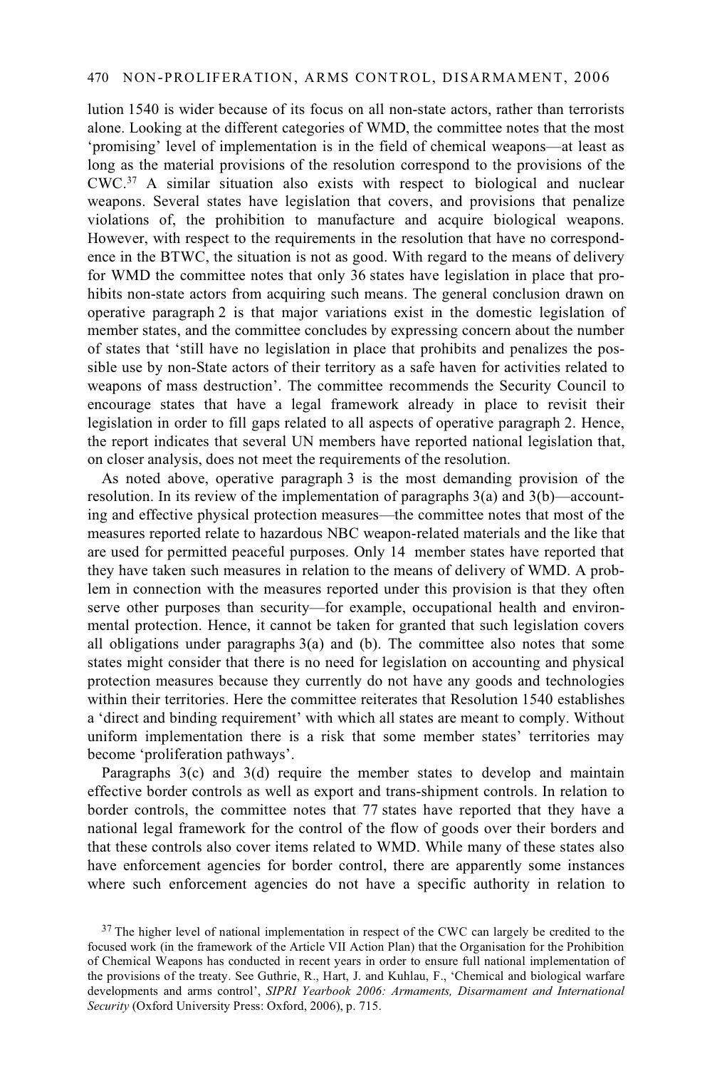lution 1540 is wider because of its focus on all non-state actors, rather than terrorists alone. Looking at the different categories of WMD, the committee notes that the most 'promising' level of implementation is in the field of chemical weapons—at least as long as the material provisions of the resolution correspond to the provisions of the CWC.[37] A similar situation also exists with respect to biological and nuclear weapons. Several states have legislation that covers, and provisions that penalize violations of, the prohibition to manufacture and acquire biological weapons. However, with respect to the requirements in the resolution that have no correspondence in the BTWC, the situation is not as good. With regard to the means of delivery for WMD the committee notes that only 36 states have legislation in place that prohibits non-state actors from acquiring such means. The general conclusion drawn on operative paragraph 2 is that major variations exist in the domestic legislation of member states, and the committee concludes by expressing concern about the number of states that 'still have no legislation in place that prohibits and penalizes the possible use by non-State actors of their territory as a safe haven for activities related to weapons of mass destruction'. The committee recommends the Security Council to encourage states that have a legal framework already in place to revisit their legislation in order to fill gaps related to all aspects of operative paragraph 2. Hence, the report indicates that several UN members have reported national legislation that, on closer analysis, does not meet the requirements of the resolution.

As noted above, operative paragraph 3 is the most demanding provision of the resolution. In its review of the implementation of paragraphs 3(a) and 3(b)—accounting and effective physical protection measures—the committee notes that most of the measures reported relate to hazardous NBC weapon-related materials and the like that are used for permitted peaceful purposes. Only 14 member states have reported that they have taken such measures in relation to the means of delivery of WMD. A problem in connection with the measures reported under this provision is that they often serve other purposes than security—for example, occupational health and environmental protection. Hence, it cannot be taken for granted that such legislation covers all obligations under paragraphs 3(a) and (b). The committee also notes that some states might consider that there is no need for legislation on accounting and physical protection measures because they currently do not have any goods and technologies within their territories. Here the committee reiterates that Resolution 1540 establishes a 'direct and binding requirement' with which all states are meant to comply. Without uniform implementation there is a risk that some member states' territories may become 'proliferation pathways'.

Paragraphs 3(c) and 3(d) require the member states to develop and maintain effective border controls as well as export and trans-shipment controls. In relation to border controls, the committee notes that 77 states have reported that they have a national legal framework for the control of the flow of goods over their borders and that these controls also cover items related to WMD. While many of these states also have enforcement agencies for border control, there are apparently some instances where such enforcement agencies do not have a specific authority in relation to

[37] The higher level of national implementation in respect of the CWC can largely be credited to the focused work (in the framework of the Article VII Action Plan) that the Organisation for the Prohibition of Chemical Weapons has conducted in recent years in order to ensure full national implementation of the provisions of the treaty. See Guthrie, R., Hart, J. and Kuhlau, F., 'Chemical and biological warfare developments and arms control', *SIPRI Yearbook 2006: Armaments, Disarmament and International Security* (Oxford University Press: Oxford, 2006), p. 715.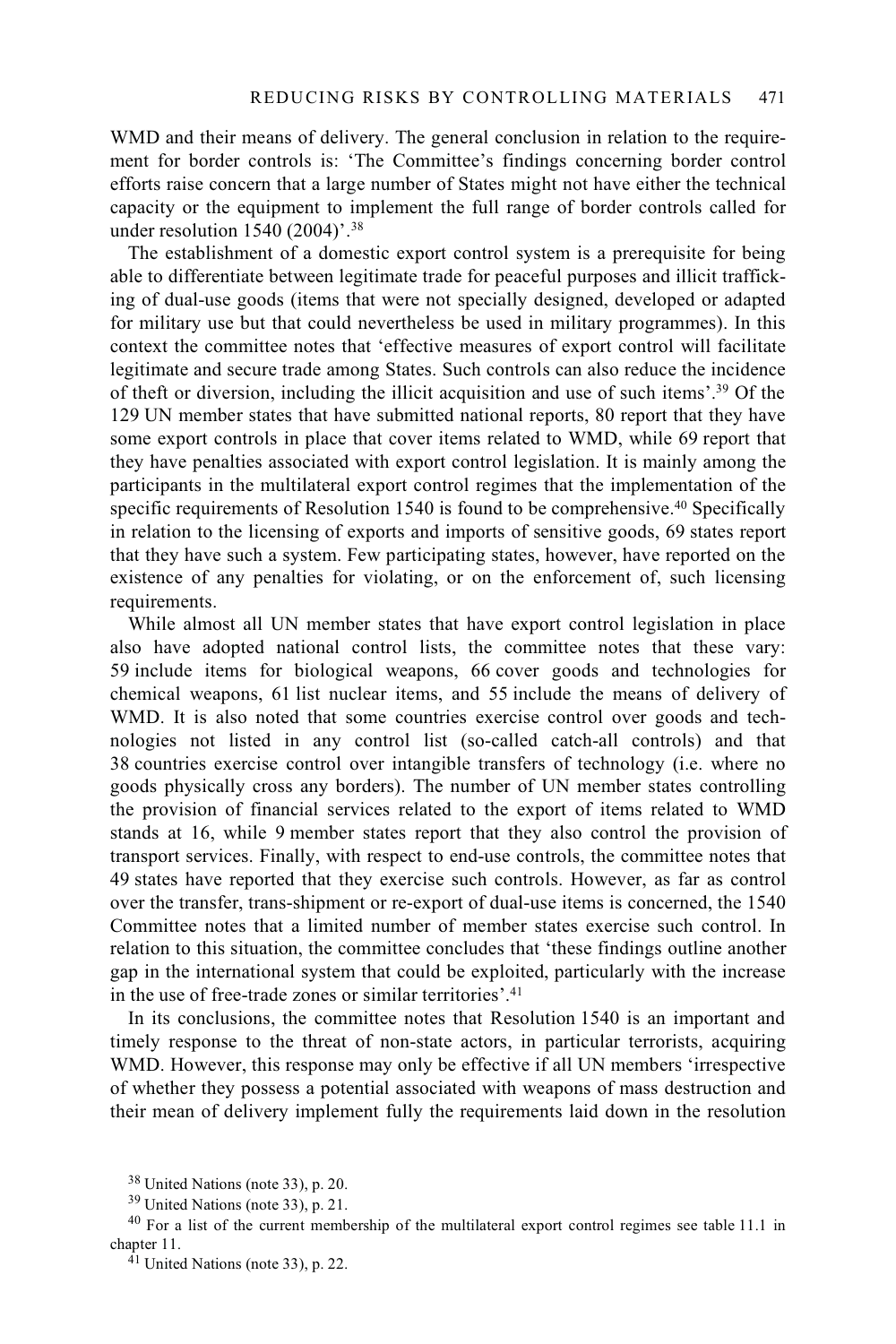WMD and their means of delivery. The general conclusion in relation to the requirement for border controls is: 'The Committee's findings concerning border control efforts raise concern that a large number of States might not have either the technical capacity or the equipment to implement the full range of border controls called for under resolution 1540 (2004)'.[38]

The establishment of a domestic export control system is a prerequisite for being able to differentiate between legitimate trade for peaceful purposes and illicit trafficking of dual-use goods (items that were not specially designed, developed or adapted for military use but that could nevertheless be used in military programmes). In this context the committee notes that 'effective measures of export control will facilitate legitimate and secure trade among States. Such controls can also reduce the incidence of theft or diversion, including the illicit acquisition and use of such items'.[39] Of the 129 UN member states that have submitted national reports, 80 report that they have some export controls in place that cover items related to WMD, while 69 report that they have penalties associated with export control legislation. It is mainly among the participants in the multilateral export control regimes that the implementation of the specific requirements of Resolution 1540 is found to be comprehensive.[40] Specifically in relation to the licensing of exports and imports of sensitive goods, 69 states report that they have such a system. Few participating states, however, have reported on the existence of any penalties for violating, or on the enforcement of, such licensing requirements.

While almost all UN member states that have export control legislation in place also have adopted national control lists, the committee notes that these vary: 59 include items for biological weapons, 66 cover goods and technologies for chemical weapons, 61 list nuclear items, and 55 include the means of delivery of WMD. It is also noted that some countries exercise control over goods and technologies not listed in any control list (so-called catch-all controls) and that 38 countries exercise control over intangible transfers of technology (i.e. where no goods physically cross any borders). The number of UN member states controlling the provision of financial services related to the export of items related to WMD stands at 16, while 9 member states report that they also control the provision of transport services. Finally, with respect to end-use controls, the committee notes that 49 states have reported that they exercise such controls. However, as far as control over the transfer, trans-shipment or re-export of dual-use items is concerned, the 1540 Committee notes that a limited number of member states exercise such control. In relation to this situation, the committee concludes that 'these findings outline another gap in the international system that could be exploited, particularly with the increase in the use of free-trade zones or similar territories'.[41]

In its conclusions, the committee notes that Resolution 1540 is an important and timely response to the threat of non-state actors, in particular terrorists, acquiring WMD. However, this response may only be effective if all UN members 'irrespective of whether they possess a potential associated with weapons of mass destruction and their mean of delivery implement fully the requirements laid down in the resolution

[38] United Nations (note 33), p. 20.

[39] United Nations (note 33), p. 21.

[40] For a list of the current membership of the multilateral export control regimes see table 11.1 in chapter 11.

[41] United Nations (note 33), p. 22.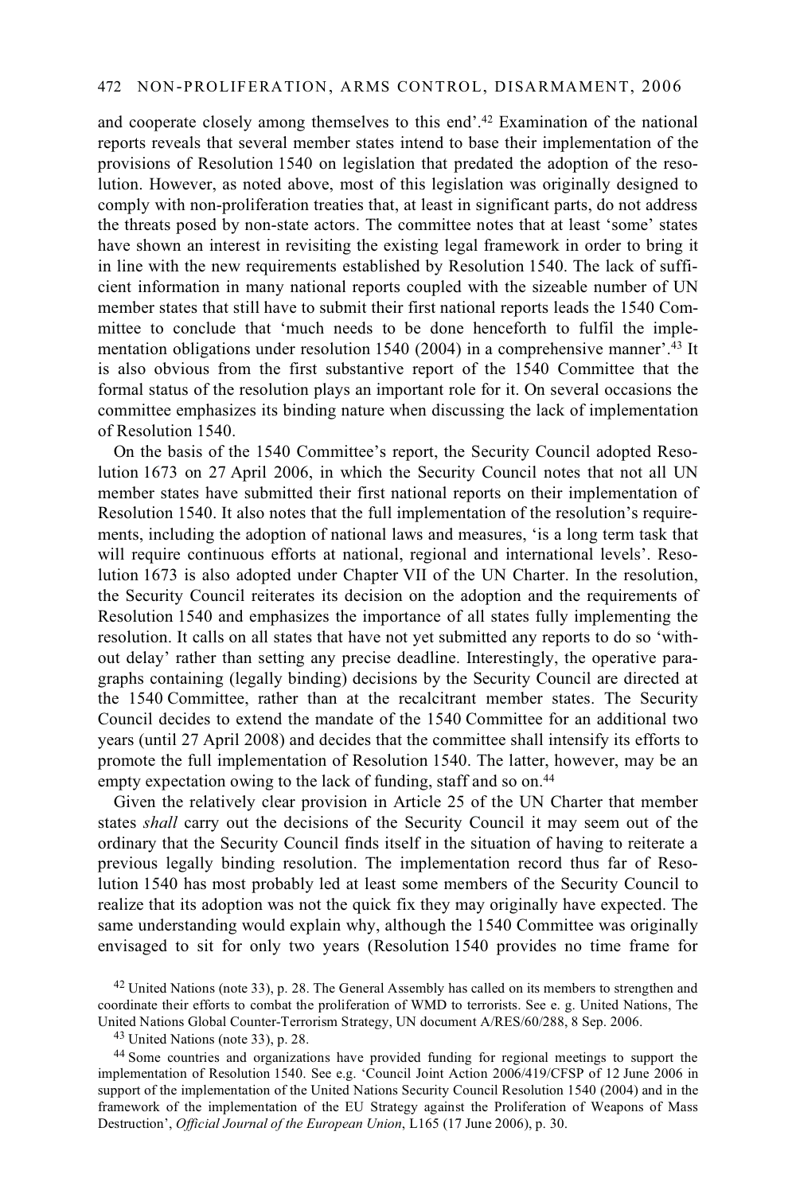and cooperate closely among themselves to this end'.[42] Examination of the national reports reveals that several member states intend to base their implementation of the provisions of Resolution 1540 on legislation that predated the adoption of the resolution. However, as noted above, most of this legislation was originally designed to comply with non-proliferation treaties that, at least in significant parts, do not address the threats posed by non-state actors. The committee notes that at least 'some' states have shown an interest in revisiting the existing legal framework in order to bring it in line with the new requirements established by Resolution 1540. The lack of sufficient information in many national reports coupled with the sizeable number of UN member states that still have to submit their first national reports leads the 1540 Committee to conclude that 'much needs to be done henceforth to fulfil the implementation obligations under resolution 1540 (2004) in a comprehensive manner'.[43] It is also obvious from the first substantive report of the 1540 Committee that the formal status of the resolution plays an important role for it. On several occasions the committee emphasizes its binding nature when discussing the lack of implementation of Resolution 1540.

On the basis of the 1540 Committee's report, the Security Council adopted Resolution 1673 on 27 April 2006, in which the Security Council notes that not all UN member states have submitted their first national reports on their implementation of Resolution 1540. It also notes that the full implementation of the resolution's requirements, including the adoption of national laws and measures, 'is a long term task that will require continuous efforts at national, regional and international levels'. Resolution 1673 is also adopted under Chapter VII of the UN Charter. In the resolution, the Security Council reiterates its decision on the adoption and the requirements of Resolution 1540 and emphasizes the importance of all states fully implementing the resolution. It calls on all states that have not yet submitted any reports to do so 'without delay' rather than setting any precise deadline. Interestingly, the operative paragraphs containing (legally binding) decisions by the Security Council are directed at the 1540 Committee, rather than at the recalcitrant member states. The Security Council decides to extend the mandate of the 1540 Committee for an additional two years (until 27 April 2008) and decides that the committee shall intensify its efforts to promote the full implementation of Resolution 1540. The latter, however, may be an empty expectation owing to the lack of funding, staff and so on.[44]

Given the relatively clear provision in Article 25 of the UN Charter that member states *shall* carry out the decisions of the Security Council it may seem out of the ordinary that the Security Council finds itself in the situation of having to reiterate a previous legally binding resolution. The implementation record thus far of Resolution 1540 has most probably led at least some members of the Security Council to realize that its adoption was not the quick fix they may originally have expected. The same understanding would explain why, although the 1540 Committee was originally envisaged to sit for only two years (Resolution 1540 provides no time frame for

[42] United Nations (note 33), p. 28. The General Assembly has called on its members to strengthen and coordinate their efforts to combat the proliferation of WMD to terrorists. See e. g. United Nations, The United Nations Global Counter-Terrorism Strategy, UN document A/RES/60/288, 8 Sep. 2006.

[43] United Nations (note 33), p. 28.

[44] Some countries and organizations have provided funding for regional meetings to support the implementation of Resolution 1540. See e.g. 'Council Joint Action 2006/419/CFSP of 12 June 2006 in support of the implementation of the United Nations Security Council Resolution 1540 (2004) and in the framework of the implementation of the EU Strategy against the Proliferation of Weapons of Mass Destruction', *Official Journal of the European Union*, L165 (17 June 2006), p. 30.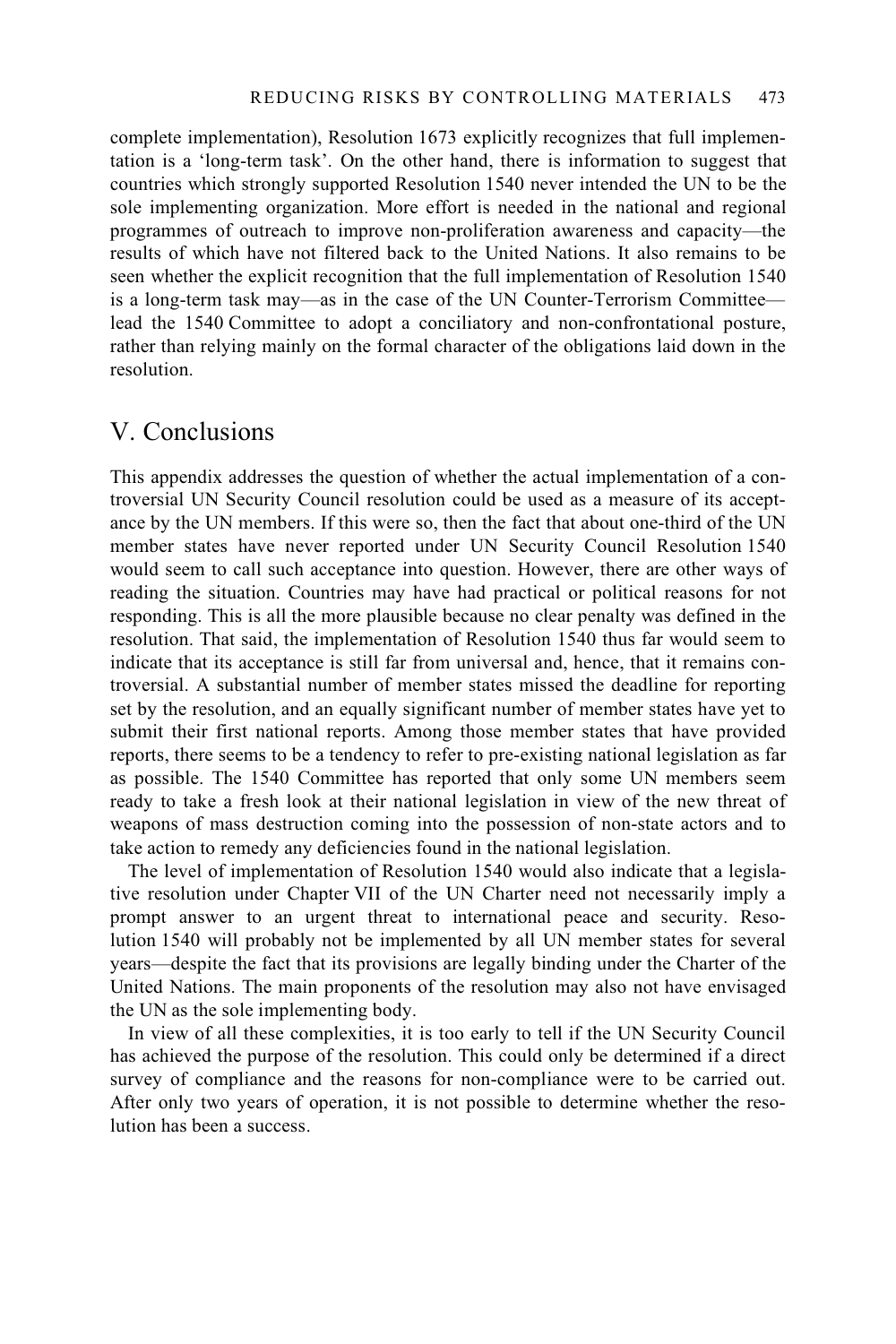complete implementation), Resolution 1673 explicitly recognizes that full implementation is a 'long-term task'. On the other hand, there is information to suggest that countries which strongly supported Resolution 1540 never intended the UN to be the sole implementing organization. More effort is needed in the national and regional programmes of outreach to improve non-proliferation awareness and capacity—the results of which have not filtered back to the United Nations. It also remains to be seen whether the explicit recognition that the full implementation of Resolution 1540 is a long-term task may—as in the case of the UN Counter-Terrorism Committee—lead the 1540 Committee to adopt a conciliatory and non-confrontational posture, rather than relying mainly on the formal character of the obligations laid down in the resolution.

## V. Conclusions

This appendix addresses the question of whether the actual implementation of a controversial UN Security Council resolution could be used as a measure of its acceptance by the UN members. If this were so, then the fact that about one-third of the UN member states have never reported under UN Security Council Resolution 1540 would seem to call such acceptance into question. However, there are other ways of reading the situation. Countries may have had practical or political reasons for not responding. This is all the more plausible because no clear penalty was defined in the resolution. That said, the implementation of Resolution 1540 thus far would seem to indicate that its acceptance is still far from universal and, hence, that it remains controversial. A substantial number of member states missed the deadline for reporting set by the resolution, and an equally significant number of member states have yet to submit their first national reports. Among those member states that have provided reports, there seems to be a tendency to refer to pre-existing national legislation as far as possible. The 1540 Committee has reported that only some UN members seem ready to take a fresh look at their national legislation in view of the new threat of weapons of mass destruction coming into the possession of non-state actors and to take action to remedy any deficiencies found in the national legislation.

The level of implementation of Resolution 1540 would also indicate that a legislative resolution under Chapter VII of the UN Charter need not necessarily imply a prompt answer to an urgent threat to international peace and security. Resolution 1540 will probably not be implemented by all UN member states for several years—despite the fact that its provisions are legally binding under the Charter of the United Nations. The main proponents of the resolution may also not have envisaged the UN as the sole implementing body.

In view of all these complexities, it is too early to tell if the UN Security Council has achieved the purpose of the resolution. This could only be determined if a direct survey of compliance and the reasons for non-compliance were to be carried out. After only two years of operation, it is not possible to determine whether the resolution has been a success.